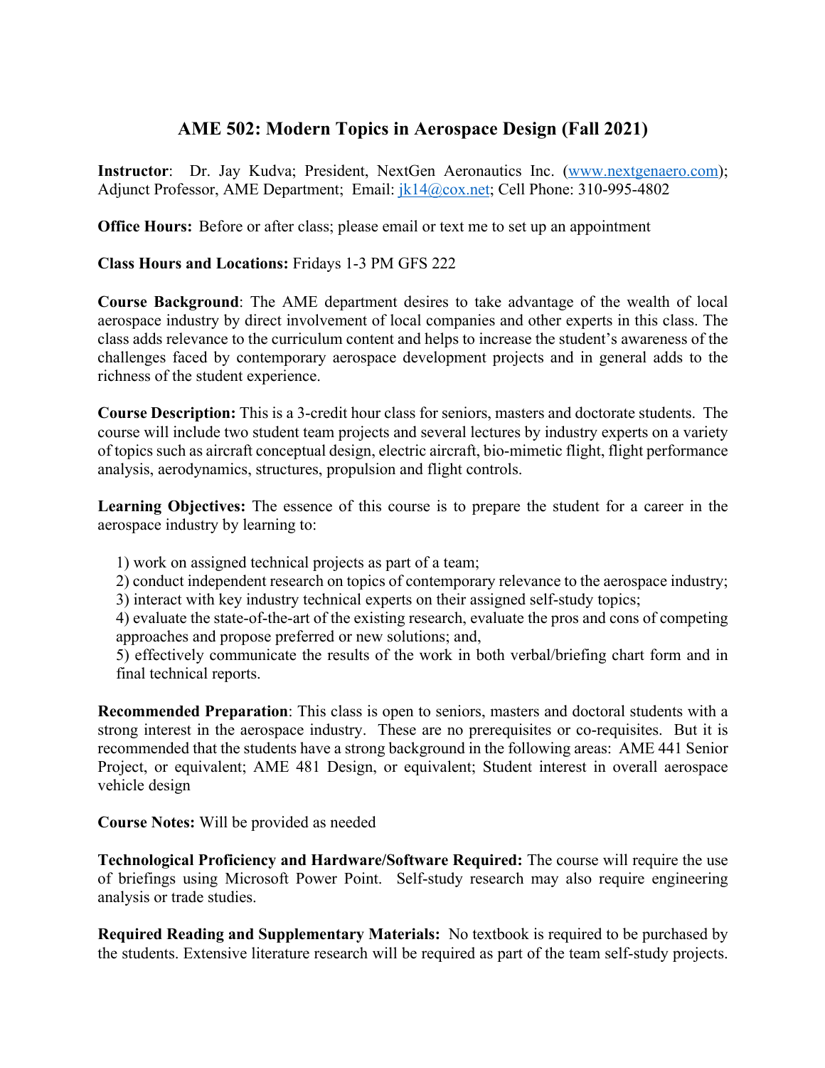# AME 502: Modern Topics in Aerospace Design (Fall 2021)

**Instructor**: Dr. Jay Kudva; President, NextGen Aeronautics Inc. (www.nextgenaero.com); Adjunct Professor, AME Department; Email: jk14@cox.net; Cell Phone: 310-995-4802

**Office Hours:** Before or after class; please email or text me to set up an appointment

**Class Hours and Locations:** Fridays 1-3 PM GFS 222

**Course Background**: The AME department desires to take advantage of the wealth of local aerospace industry by direct involvement of local companies and other experts in this class. The class adds relevance to the curriculum content and helps to increase the student's awareness of the challenges faced by contemporary aerospace development projects and in general adds to the richness of the student experience.

**Course Description:** This is a 3-credit hour class for seniors, masters and doctorate students. The course will include two student team projects and several lectures by industry experts on a variety of topics such as aircraft conceptual design, electric aircraft, bio-mimetic flight, flight performance analysis, aerodynamics, structures, propulsion and flight controls.

**Learning Objectives:** The essence of this course is to prepare the student for a career in the aerospace industry by learning to:

1) work on assigned technical projects as part of a team;
2) conduct independent research on topics of contemporary relevance to the aerospace industry;
3) interact with key industry technical experts on their assigned self-study topics;
4) evaluate the state-of-the-art of the existing research, evaluate the pros and cons of competing approaches and propose preferred or new solutions; and,
5) effectively communicate the results of the work in both verbal/briefing chart form and in final technical reports.

**Recommended Preparation**: This class is open to seniors, masters and doctoral students with a strong interest in the aerospace industry. These are no prerequisites or co-requisites. But it is recommended that the students have a strong background in the following areas: AME 441 Senior Project, or equivalent; AME 481 Design, or equivalent; Student interest in overall aerospace vehicle design

**Course Notes:** Will be provided as needed

**Technological Proficiency and Hardware/Software Required:** The course will require the use of briefings using Microsoft Power Point. Self-study research may also require engineering analysis or trade studies.

**Required Reading and Supplementary Materials:** No textbook is required to be purchased by the students. Extensive literature research will be required as part of the team self-study projects.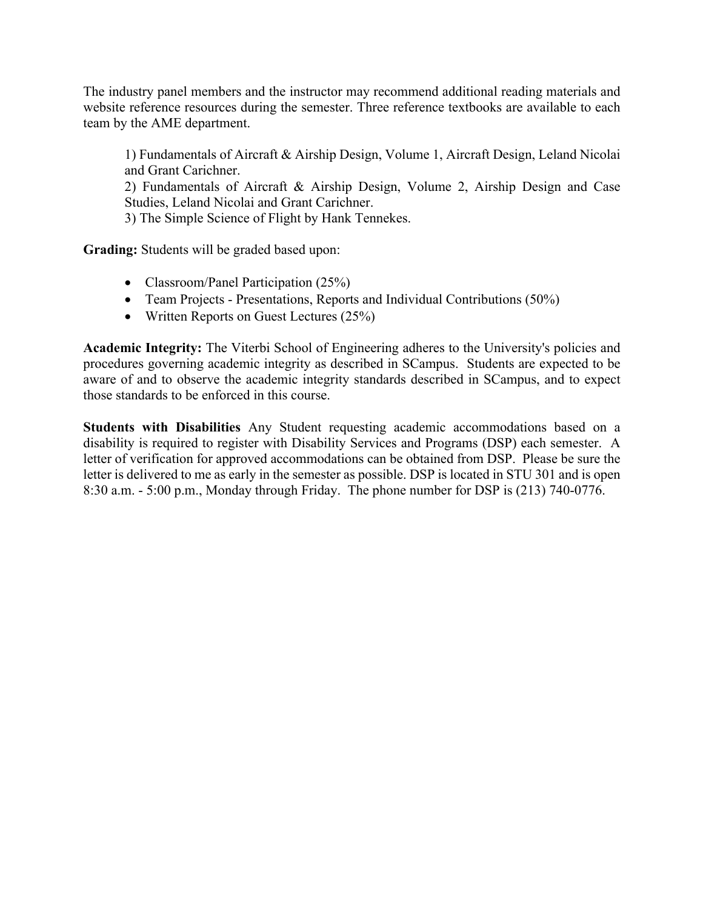The industry panel members and the instructor may recommend additional reading materials and website reference resources during the semester. Three reference textbooks are available to each team by the AME department.

1) Fundamentals of Aircraft & Airship Design, Volume 1, Aircraft Design, Leland Nicolai and Grant Carichner.
2) Fundamentals of Aircraft & Airship Design, Volume 2, Airship Design and Case Studies, Leland Nicolai and Grant Carichner.
3) The Simple Science of Flight by Hank Tennekes.

**Grading:** Students will be graded based upon:

- Classroom/Panel Participation (25%)
- Team Projects - Presentations, Reports and Individual Contributions (50%)
- Written Reports on Guest Lectures (25%)

**Academic Integrity:** The Viterbi School of Engineering adheres to the University's policies and procedures governing academic integrity as described in SCampus. Students are expected to be aware of and to observe the academic integrity standards described in SCampus, and to expect those standards to be enforced in this course.

**Students with Disabilities** Any Student requesting academic accommodations based on a disability is required to register with Disability Services and Programs (DSP) each semester. A letter of verification for approved accommodations can be obtained from DSP. Please be sure the letter is delivered to me as early in the semester as possible. DSP is located in STU 301 and is open 8:30 a.m. - 5:00 p.m., Monday through Friday. The phone number for DSP is (213) 740-0776.